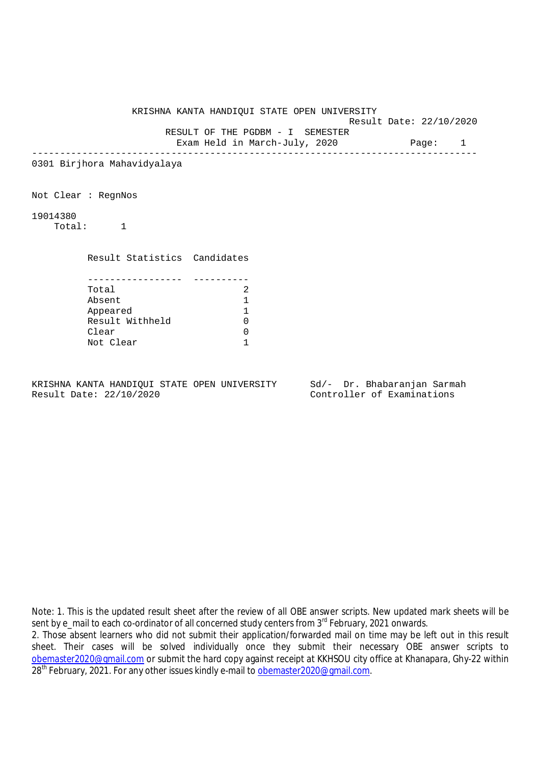# KRISHNA KANTA HANDIQUI STATE OPEN UNIVERSITY

Result Date: 22/10/2020

## RESULT OF THE PGDBM - I SEMESTER

Exam Held in March-July, 2020

---

0301 Birjhora Mahavidyalaya

Not Clear : RegnNos

19014380

Total: 1

| Result Statistics | Candidates |
|---|---|
| Total | 2 |
| Absent | 1 |
| Appeared | 1 |
| Result Withheld | 0 |
| Clear | 0 |
| Not Clear | 1 |

KRISHNA KANTA HANDIQUI STATE OPEN UNIVERSITY
Result Date: 22/10/2020

Sd/- Dr. Bhabaranjan Sarmah
Controller of Examinations

Note: 1. This is the updated result sheet after the review of all OBE answer scripts. New updated mark sheets will be sent by e_mail to each co-ordinator of all concerned study centers from 3rd February, 2021 onwards.
2. Those absent learners who did not submit their application/forwarded mail on time may be left out in this result sheet. Their cases will be solved individually once they submit their necessary OBE answer scripts to obemaster2020@gmail.com or submit the hard copy against receipt at KKHSOU city office at Khanapara, Ghy-22 within 28th February, 2021. For any other issues kindly e-mail to obemaster2020@gmail.com.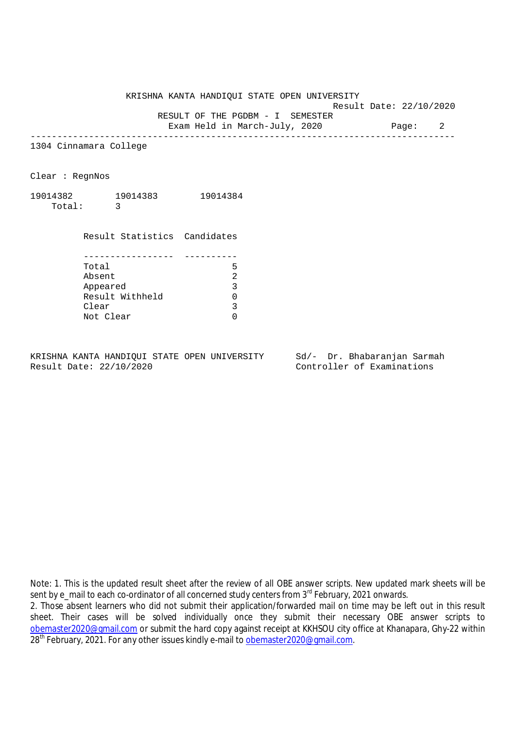KRISHNA KANTA HANDIQUI STATE OPEN UNIVERSITY

Result Date: 22/10/2020

RESULT OF THE PGDBM - I SEMESTER

Exam Held in March-July, 2020

---

1304 Cinnamara College

Clear : RegnNos

19014382 19014383 19014384

Total: 3

| Result Statistics | Candidates |
|---|---|
| Total | 5 |
| Absent | 2 |
| Appeared | 3 |
| Result Withheld | 0 |
| Clear | 3 |
| Not Clear | 0 |

KRISHNA KANTA HANDIQUI STATE OPEN UNIVERSITY
Result Date: 22/10/2020

Sd/- Dr. Bhabaranjan Sarmah
Controller of Examinations

Note: 1. This is the updated result sheet after the review of all OBE answer scripts. New updated mark sheets will be sent by e_mail to each co-ordinator of all concerned study centers from 3rd February, 2021 onwards.

2. Those absent learners who did not submit their application/forwarded mail on time may be left out in this result sheet. Their cases will be solved individually once they submit their necessary OBE answer scripts to obemaster2020@gmail.com or submit the hard copy against receipt at KKHSOU city office at Khanapara, Ghy-22 within 28th February, 2021. For any other issues kindly e-mail to obemaster2020@gmail.com.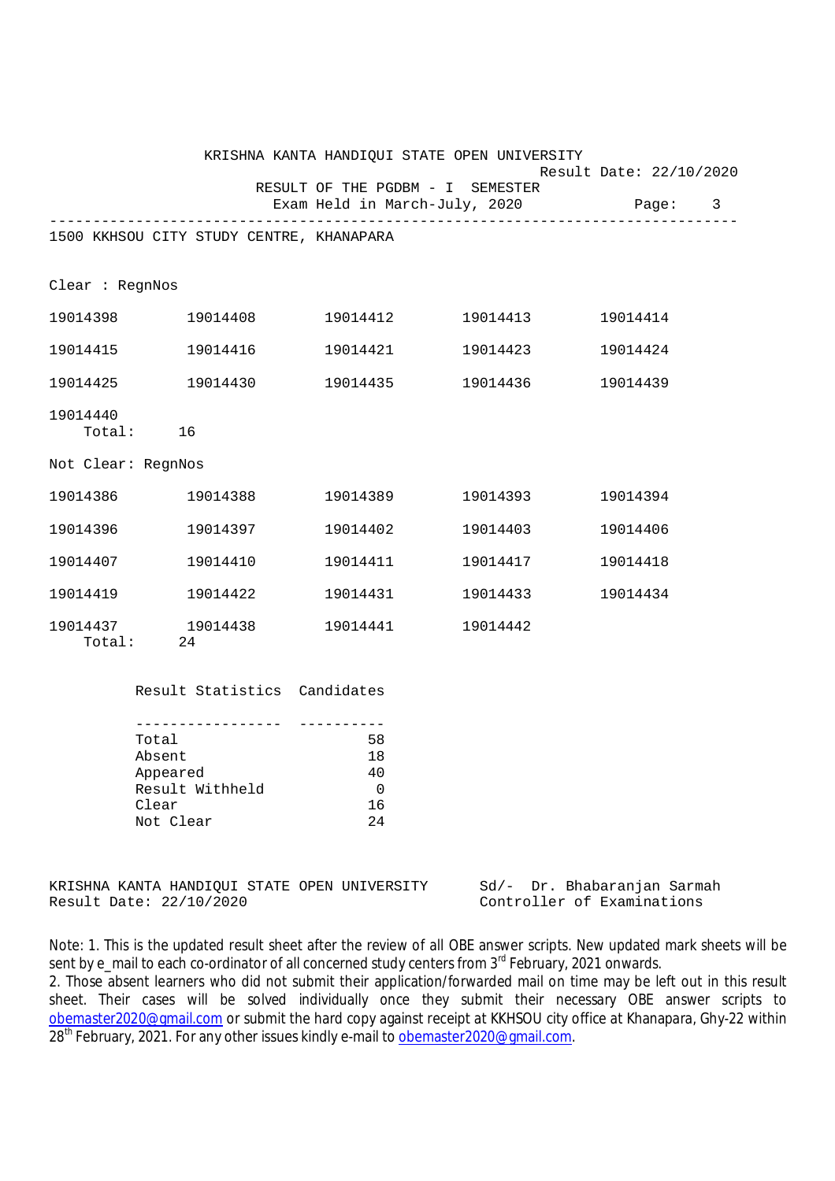KRISHNA KANTA HANDIQUI STATE OPEN UNIVERSITY

Result Date: 22/10/2020

RESULT OF THE PGDBM - I SEMESTER

Exam Held in March-July, 2020

---

1500 KKHSOU CITY STUDY CENTRE, KHANAPARA

Clear : RegnNos

| | | | | |
|---|---|---|---|---|
| 19014398 | 19014408 | 19014412 | 19014413 | 19014414 |
| 19014415 | 19014416 | 19014421 | 19014423 | 19014424 |
| 19014425 | 19014430 | 19014435 | 19014436 | 19014439 |
| 19014440 | | | | |

Total: 16

Not Clear: RegnNos

| | | | | |
|---|---|---|---|---|
| 19014386 | 19014388 | 19014389 | 19014393 | 19014394 |
| 19014396 | 19014397 | 19014402 | 19014403 | 19014406 |
| 19014407 | 19014410 | 19014411 | 19014417 | 19014418 |
| 19014419 | 19014422 | 19014431 | 19014433 | 19014434 |
| 19014437 | 19014438 | 19014441 | 19014442 | |

Total: 24

| Result Statistics | Candidates |
|---|---|
| Total | 58 |
| Absent | 18 |
| Appeared | 40 |
| Result Withheld | 0 |
| Clear | 16 |
| Not Clear | 24 |

KRISHNA KANTA HANDIQUI STATE OPEN UNIVERSITY
Result Date: 22/10/2020

Sd/- Dr. Bhabaranjan Sarmah
Controller of Examinations

Note: 1. This is the updated result sheet after the review of all OBE answer scripts. New updated mark sheets will be sent by e_mail to each co-ordinator of all concerned study centers from 3rd February, 2021 onwards.
2. Those absent learners who did not submit their application/forwarded mail on time may be left out in this result sheet. Their cases will be solved individually once they submit their necessary OBE answer scripts to obemaster2020@gmail.com or submit the hard copy against receipt at KKHSOU city office at Khanapara, Ghy-22 within 28th February, 2021. For any other issues kindly e-mail to obemaster2020@gmail.com.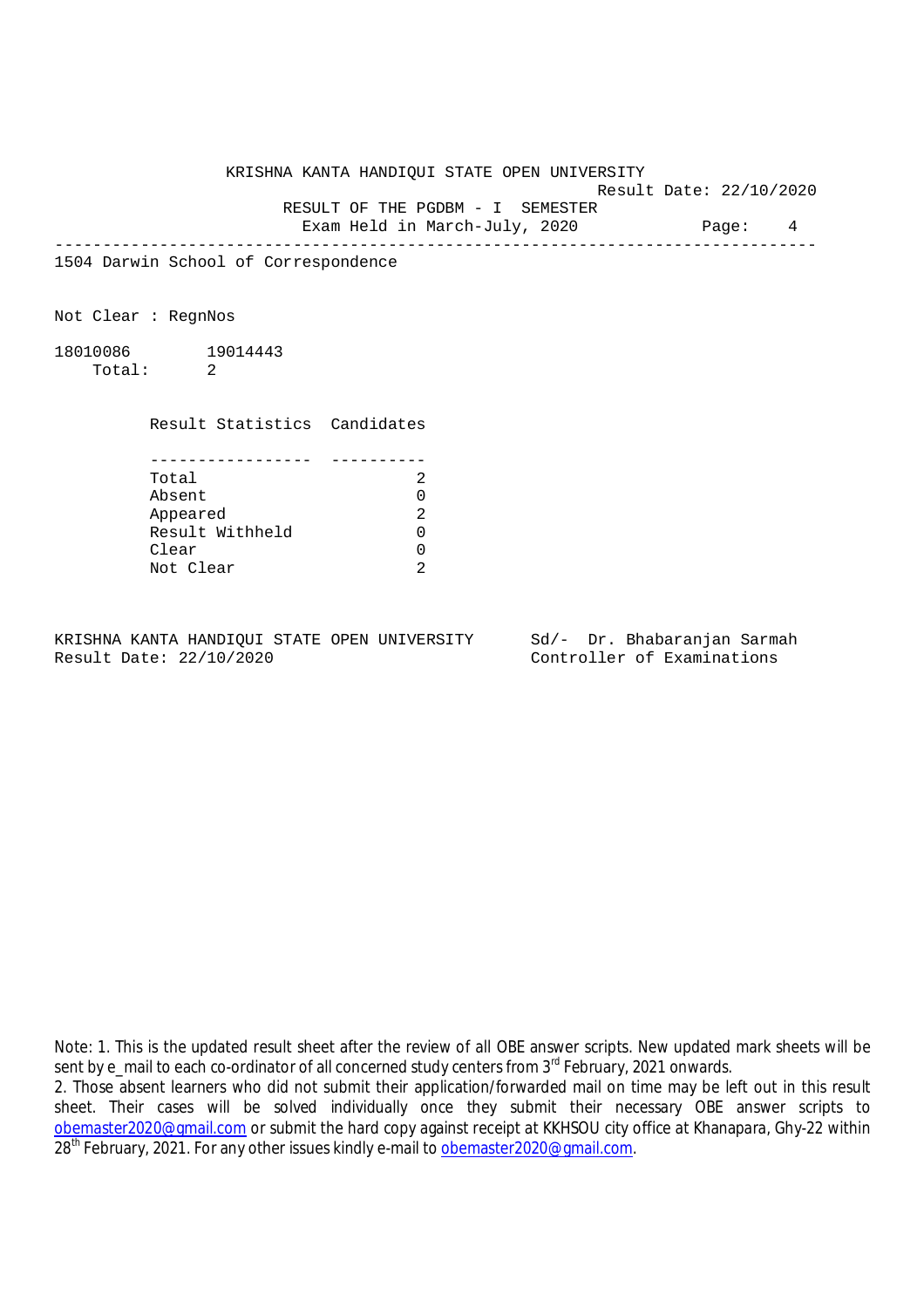# KRISHNA KANTA HANDIQUI STATE OPEN UNIVERSITY

Result Date: 22/10/2020

## RESULT OF THE PGDBM - I SEMESTER

Exam Held in March-July, 2020

---

1504 Darwin School of Correspondence

Not Clear : RegnNos

18010086 19014443

Total: 2

| Result Statistics | Candidates |
|---|---|
| Total | 2 |
| Absent | 0 |
| Appeared | 2 |
| Result Withheld | 0 |
| Clear | 0 |
| Not Clear | 2 |

KRISHNA KANTA HANDIQUI STATE OPEN UNIVERSITY
Result Date: 22/10/2020

Sd/- Dr. Bhabaranjan Sarmah
Controller of Examinations

Note: 1. This is the updated result sheet after the review of all OBE answer scripts. New updated mark sheets will be sent by e_mail to each co-ordinator of all concerned study centers from 3rd February, 2021 onwards.

2. Those absent learners who did not submit their application/forwarded mail on time may be left out in this result sheet. Their cases will be solved individually once they submit their necessary OBE answer scripts to obemaster2020@gmail.com or submit the hard copy against receipt at KKHSOU city office at Khanapara, Ghy-22 within 28th February, 2021. For any other issues kindly e-mail to obemaster2020@gmail.com.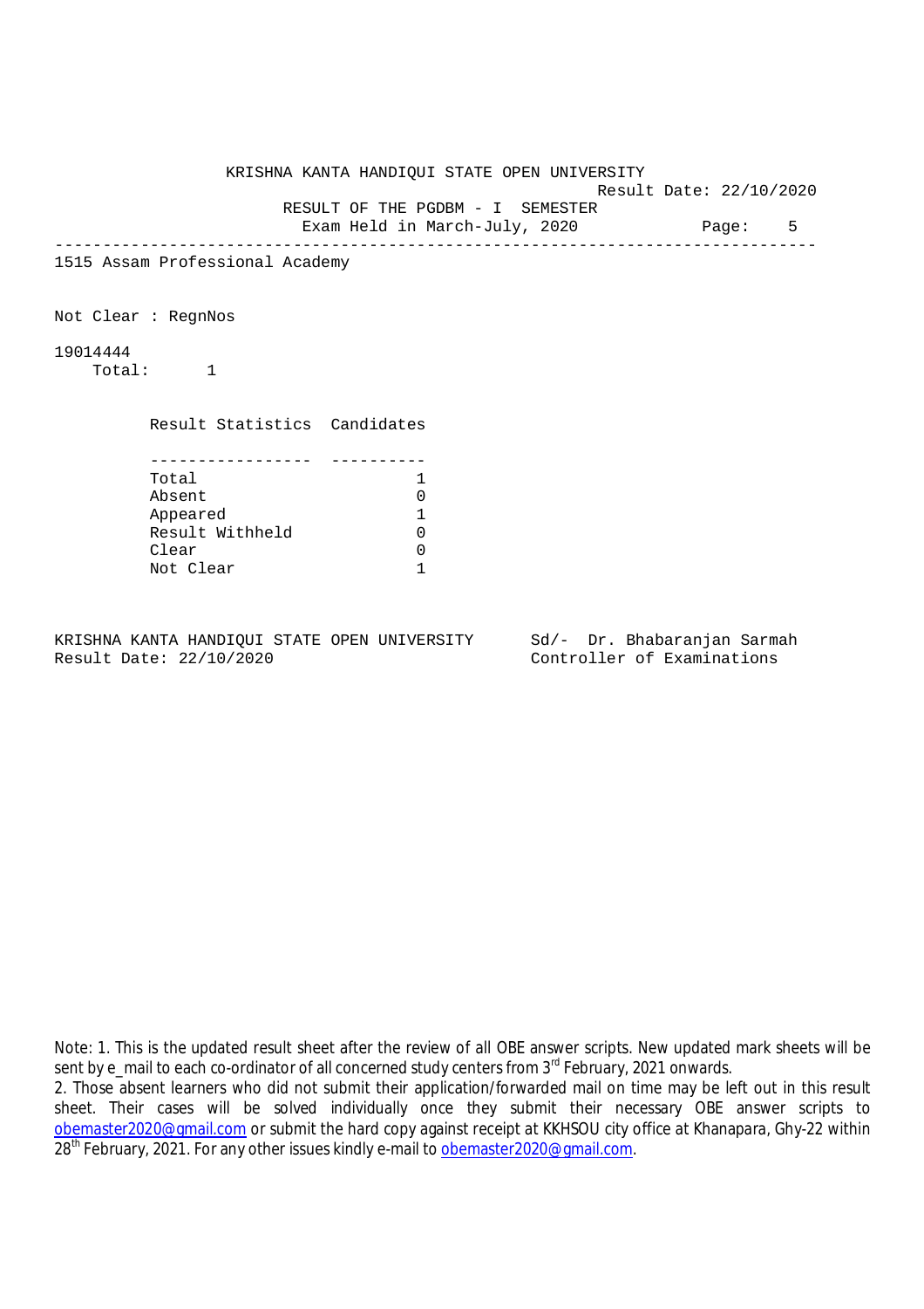KRISHNA KANTA HANDIQUI STATE OPEN UNIVERSITY

Result Date: 22/10/2020

RESULT OF THE PGDBM - I SEMESTER

Exam Held in March-July, 2020

---

1515 Assam Professional Academy

Not Clear : RegnNos

19014444

Total: 1

| Result Statistics | Candidates |
|---|---|
| Total | 1 |
| Absent | 0 |
| Appeared | 1 |
| Result Withheld | 0 |
| Clear | 0 |
| Not Clear | 1 |

KRISHNA KANTA HANDIQUI STATE OPEN UNIVERSITY
Result Date: 22/10/2020

Sd/- Dr. Bhabaranjan Sarmah
Controller of Examinations

Note: 1. This is the updated result sheet after the review of all OBE answer scripts. New updated mark sheets will be sent by e_mail to each co-ordinator of all concerned study centers from 3rd February, 2021 onwards.

2. Those absent learners who did not submit their application/forwarded mail on time may be left out in this result sheet. Their cases will be solved individually once they submit their necessary OBE answer scripts to obemaster2020@gmail.com or submit the hard copy against receipt at KKHSOU city office at Khanapara, Ghy-22 within 28th February, 2021. For any other issues kindly e-mail to obemaster2020@gmail.com.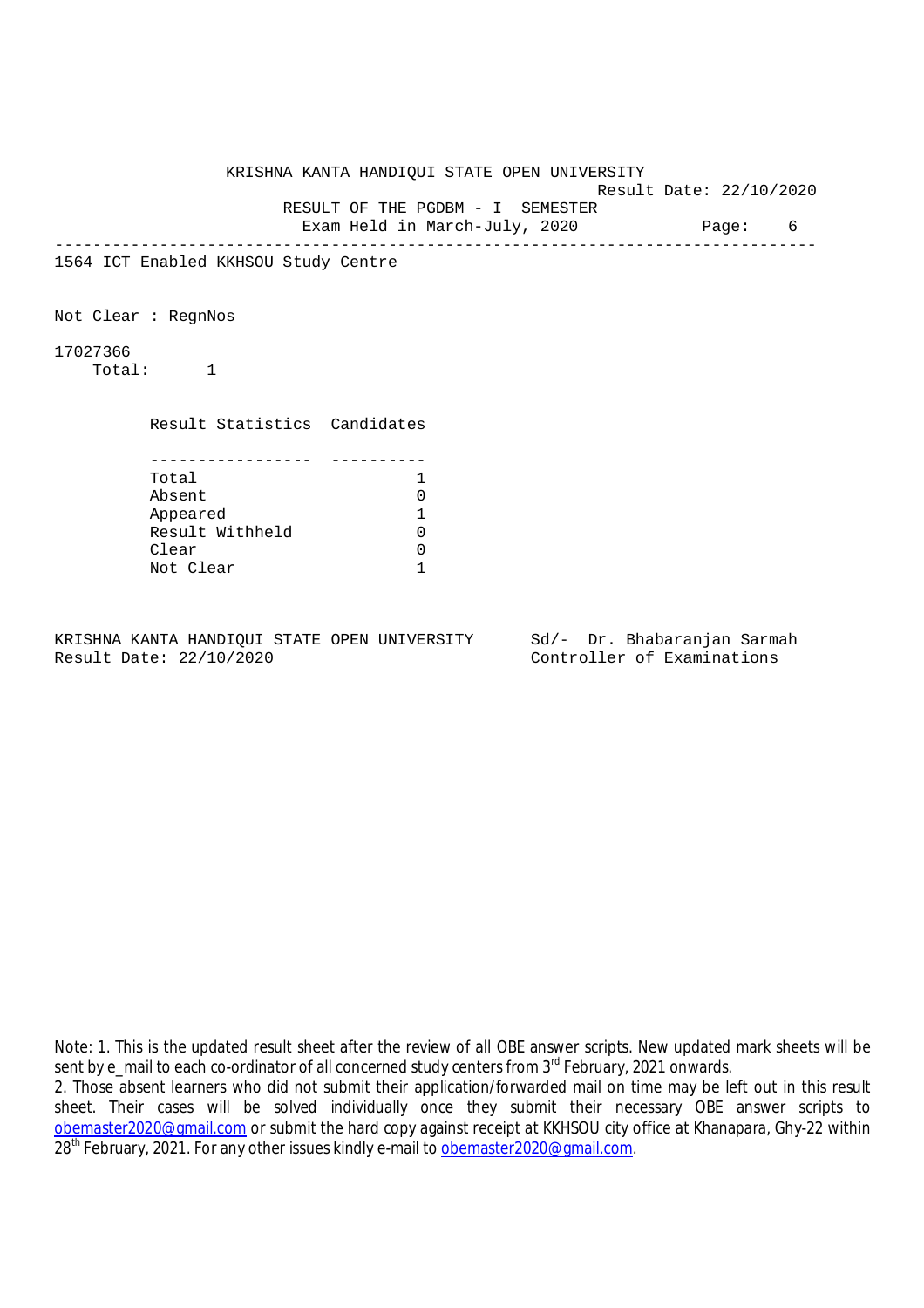KRISHNA KANTA HANDIQUI STATE OPEN UNIVERSITY

Result Date: 22/10/2020

RESULT OF THE PGDBM - I SEMESTER

Exam Held in March-July, 2020

---

1564 ICT Enabled KKHSOU Study Centre

Not Clear : RegnNos

17027366

Total: 1

| Result Statistics | Candidates |
|---|---|
| Total | 1 |
| Absent | 0 |
| Appeared | 1 |
| Result Withheld | 0 |
| Clear | 0 |
| Not Clear | 1 |

KRISHNA KANTA HANDIQUI STATE OPEN UNIVERSITY
Result Date: 22/10/2020

Sd/- Dr. Bhabaranjan Sarmah
Controller of Examinations

Note: 1. This is the updated result sheet after the review of all OBE answer scripts. New updated mark sheets will be sent by e_mail to each co-ordinator of all concerned study centers from 3rd February, 2021 onwards.
2. Those absent learners who did not submit their application/forwarded mail on time may be left out in this result sheet. Their cases will be solved individually once they submit their necessary OBE answer scripts to obemaster2020@gmail.com or submit the hard copy against receipt at KKHSOU city office at Khanapara, Ghy-22 within 28th February, 2021. For any other issues kindly e-mail to obemaster2020@gmail.com.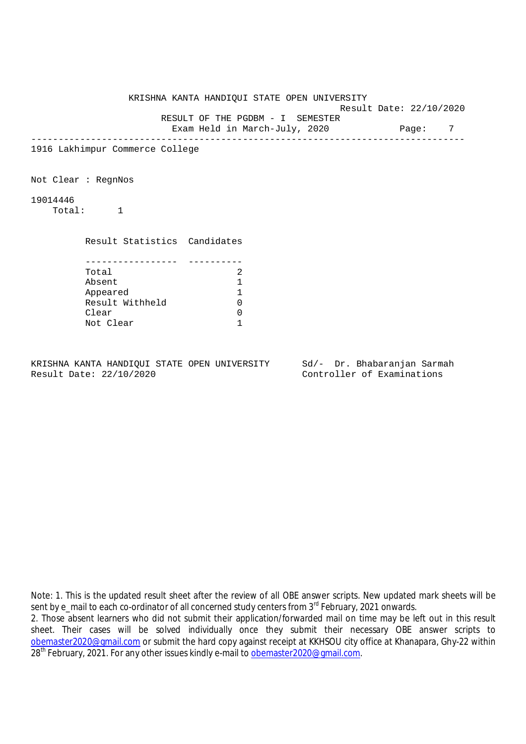KRISHNA KANTA HANDIQUI STATE OPEN UNIVERSITY

Result Date: 22/10/2020

RESULT OF THE PGDBM - I SEMESTER

Exam Held in March-July, 2020

---

1916 Lakhimpur Commerce College

Not Clear : RegnNos

19014446

Total: 1

| Result Statistics | Candidates |
| --- | --- |
| Total | 2 |
| Absent | 1 |
| Appeared | 1 |
| Result Withheld | 0 |
| Clear | 0 |
| Not Clear | 1 |

KRISHNA KANTA HANDIQUI STATE OPEN UNIVERSITY
Result Date: 22/10/2020

Sd/- Dr. Bhabaranjan Sarmah
Controller of Examinations

Note: 1. This is the updated result sheet after the review of all OBE answer scripts. New updated mark sheets will be sent by e_mail to each co-ordinator of all concerned study centers from 3rd February, 2021 onwards.

2. Those absent learners who did not submit their application/forwarded mail on time may be left out in this result sheet. Their cases will be solved individually once they submit their necessary OBE answer scripts to obemaster2020@gmail.com or submit the hard copy against receipt at KKHSOU city office at Khanapara, Ghy-22 within 28th February, 2021. For any other issues kindly e-mail to obemaster2020@gmail.com.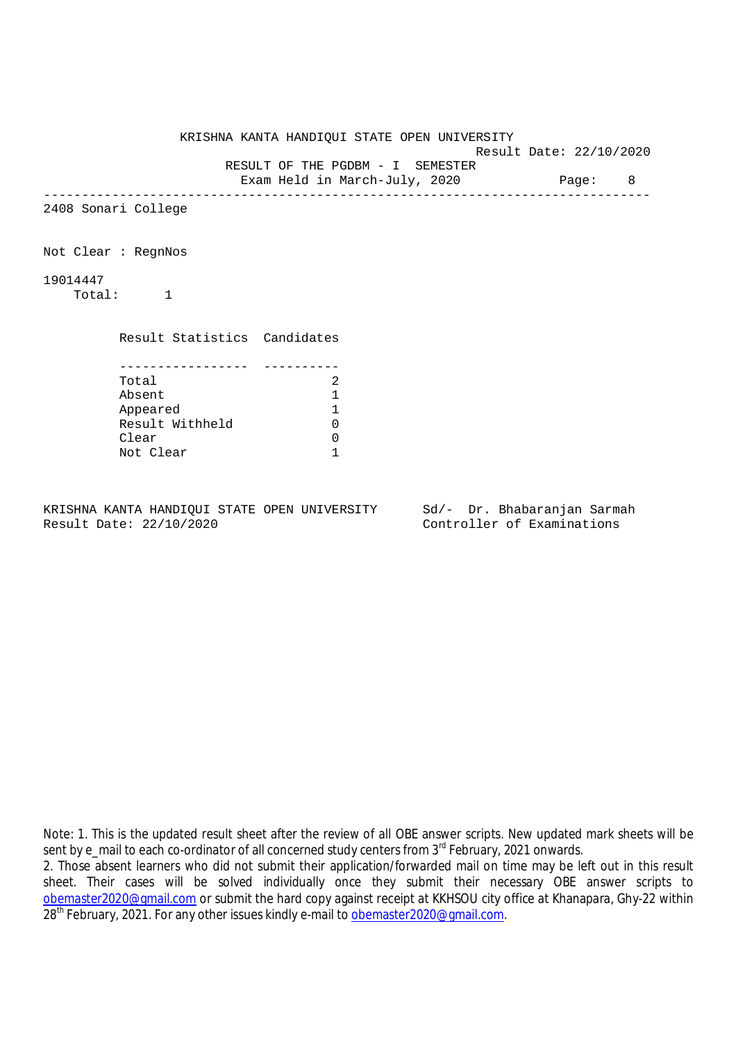KRISHNA KANTA HANDIQUI STATE OPEN UNIVERSITY

Result Date: 22/10/2020

RESULT OF THE PGDBM - I SEMESTER

Exam Held in March-July, 2020

---

2408 Sonari College

Not Clear : RegnNos

19014447

Total: 1

| Result Statistics | Candidates |
|---|---|
| Total | 2 |
| Absent | 1 |
| Appeared | 1 |
| Result Withheld | 0 |
| Clear | 0 |
| Not Clear | 1 |

KRISHNA KANTA HANDIQUI STATE OPEN UNIVERSITY
Result Date: 22/10/2020

Sd/- Dr. Bhabaranjan Sarmah
Controller of Examinations

Note: 1. This is the updated result sheet after the review of all OBE answer scripts. New updated mark sheets will be sent by e_mail to each co-ordinator of all concerned study centers from 3rd February, 2021 onwards.

2. Those absent learners who did not submit their application/forwarded mail on time may be left out in this result sheet. Their cases will be solved individually once they submit their necessary OBE answer scripts to obemaster2020@gmail.com or submit the hard copy against receipt at KKHSOU city office at Khanapara, Ghy-22 within 28th February, 2021. For any other issues kindly e-mail to obemaster2020@gmail.com.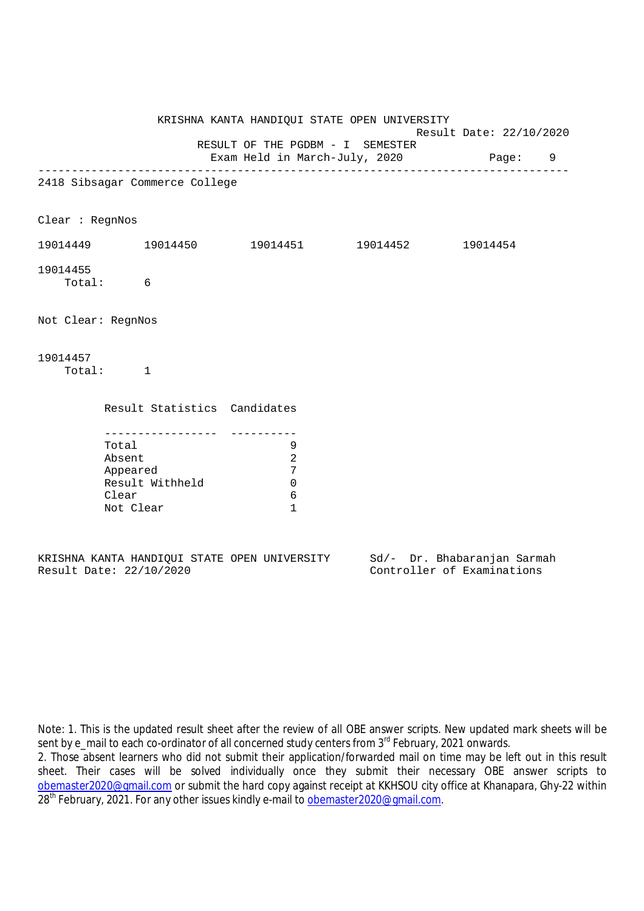KRISHNA KANTA HANDIQUI STATE OPEN UNIVERSITY

Result Date: 22/10/2020

RESULT OF THE PGDBM - I SEMESTER

Exam Held in March-July, 2020

---

2418 Sibsagar Commerce College

Clear : RegnNos

19014449 19014450 19014451 19014452 19014454

19014455

Total: 6

Not Clear: RegnNos

19014457

Total: 1

| Result Statistics | Candidates |
|---|---|
| Total | 9 |
| Absent | 2 |
| Appeared | 7 |
| Result Withheld | 0 |
| Clear | 6 |
| Not Clear | 1 |

KRISHNA KANTA HANDIQUI STATE OPEN UNIVERSITY
Result Date: 22/10/2020

Sd/- Dr. Bhabaranjan Sarmah
Controller of Examinations

Note: 1. This is the updated result sheet after the review of all OBE answer scripts. New updated mark sheets will be sent by e_mail to each co-ordinator of all concerned study centers from 3rd February, 2021 onwards.

2. Those absent learners who did not submit their application/forwarded mail on time may be left out in this result sheet. Their cases will be solved individually once they submit their necessary OBE answer scripts to obemaster2020@gmail.com or submit the hard copy against receipt at KKHSOU city office at Khanapara, Ghy-22 within 28th February, 2021. For any other issues kindly e-mail to obemaster2020@gmail.com.